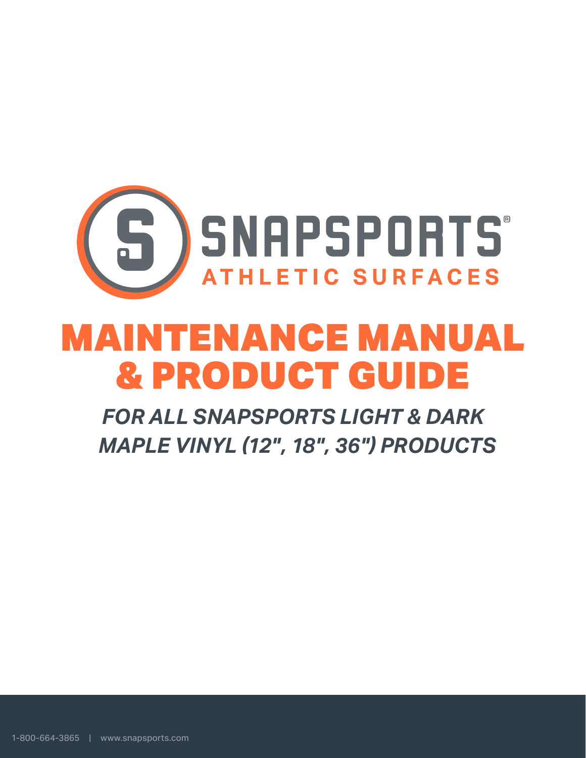SNAPSPORTS®

ATHLETIC SURFACES

# MAINTENANCE MANUAL & PRODUCT GUIDE

## *FOR ALL SNAPSPORTS LIGHT & DARK MAPLE VINYL (12", 18", 36") PRODUCTS*

1-800-664-3865 | www.snapsports.com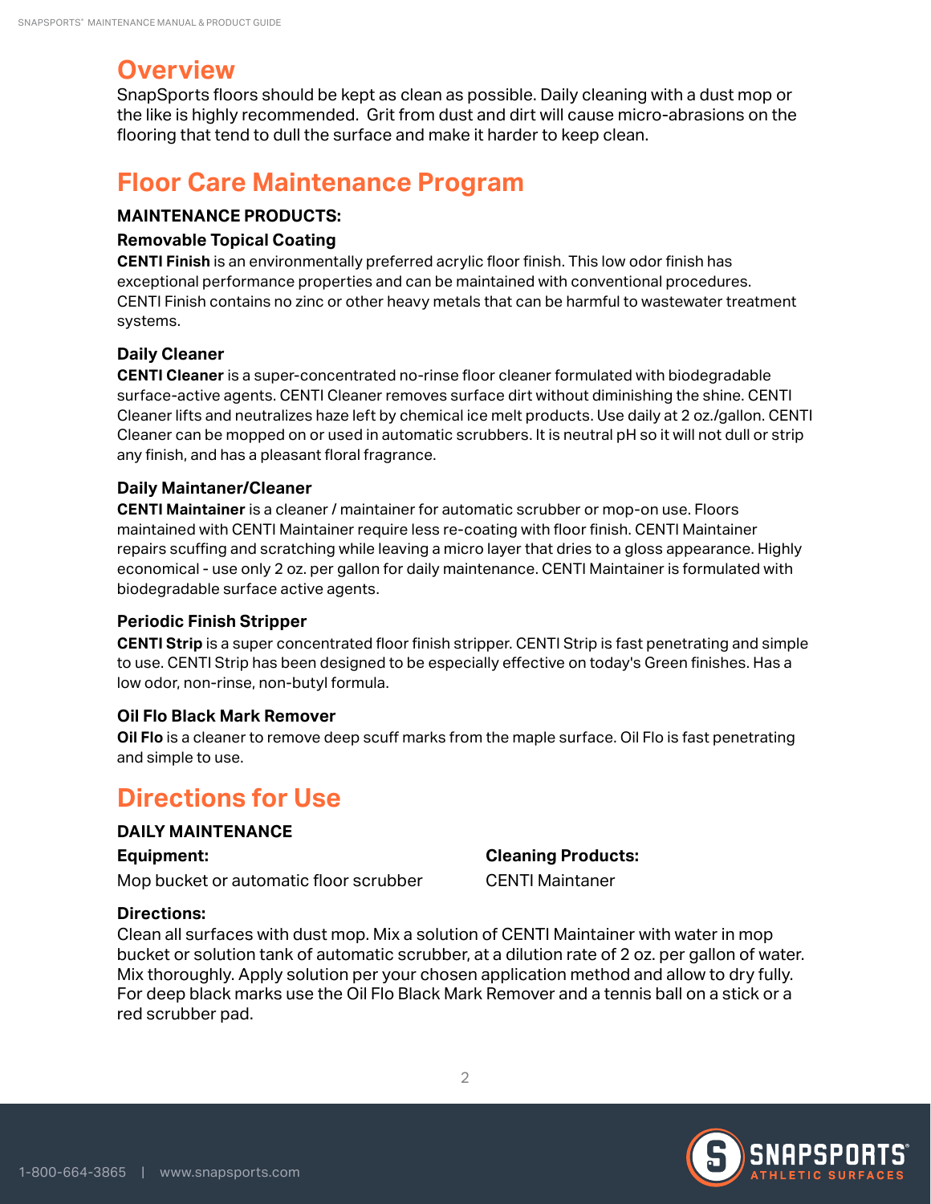## Overview

SnapSports floors should be kept as clean as possible. Daily cleaning with a dust mop or the like is highly recommended. Grit from dust and dirt will cause micro-abrasions on the flooring that tend to dull the surface and make it harder to keep clean.

## Floor Care Maintenance Program

### MAINTENANCE PRODUCTS:

#### Removable Topical Coating

**CENTI Finish** is an environmentally preferred acrylic floor finish. This low odor finish has exceptional performance properties and can be maintained with conventional procedures. CENTI Finish contains no zinc or other heavy metals that can be harmful to wastewater treatment systems.

#### Daily Cleaner

**CENTI Cleaner** is a super-concentrated no-rinse floor cleaner formulated with biodegradable surface-active agents. CENTI Cleaner removes surface dirt without diminishing the shine. CENTI Cleaner lifts and neutralizes haze left by chemical ice melt products. Use daily at 2 oz./gallon. CENTI Cleaner can be mopped on or used in automatic scrubbers. It is neutral pH so it will not dull or strip any finish, and has a pleasant floral fragrance.

#### Daily Maintaner/Cleaner

**CENTI Maintainer** is a cleaner / maintainer for automatic scrubber or mop-on use. Floors maintained with CENTI Maintainer require less re-coating with floor finish. CENTI Maintainer repairs scuffing and scratching while leaving a micro layer that dries to a gloss appearance. Highly economical - use only 2 oz. per gallon for daily maintenance. CENTI Maintainer is formulated with biodegradable surface active agents.

#### Periodic Finish Stripper

**CENTI Strip** is a super concentrated floor finish stripper. CENTI Strip is fast penetrating and simple to use. CENTI Strip has been designed to be especially effective on today's Green finishes. Has a low odor, non-rinse, non-butyl formula.

#### Oil Flo Black Mark Remover

**Oil Flo** is a cleaner to remove deep scuff marks from the maple surface. Oil Flo is fast penetrating and simple to use.

## Directions for Use

### DAILY MAINTENANCE

**Equipment:**

Mop bucket or automatic floor scrubber

**Cleaning Products:**

CENTI Maintaner

**Directions:**

Clean all surfaces with dust mop. Mix a solution of CENTI Maintainer with water in mop bucket or solution tank of automatic scrubber, at a dilution rate of 2 oz. per gallon of water. Mix thoroughly. Apply solution per your chosen application method and allow to dry fully. For deep black marks use the Oil Flo Black Mark Remover and a tennis ball on a stick or a red scrubber pad.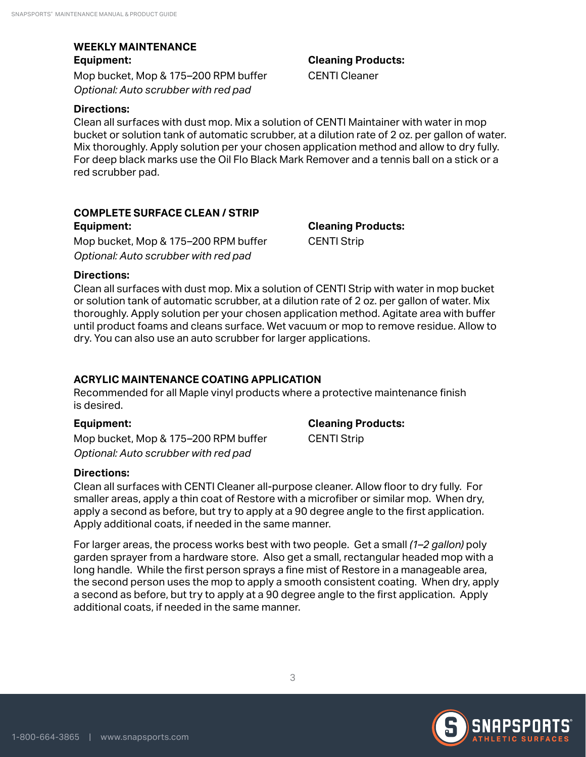## WEEKLY MAINTENANCE

**Equipment:**

Mop bucket, Mop & 175–200 RPM buffer
*Optional: Auto scrubber with red pad*

**Cleaning Products:**

CENTI Cleaner

**Directions:**

Clean all surfaces with dust mop. Mix a solution of CENTI Maintainer with water in mop bucket or solution tank of automatic scrubber, at a dilution rate of 2 oz. per gallon of water. Mix thoroughly. Apply solution per your chosen application method and allow to dry fully. For deep black marks use the Oil Flo Black Mark Remover and a tennis ball on a stick or a red scrubber pad.

## COMPLETE SURFACE CLEAN / STRIP

**Equipment:**

Mop bucket, Mop & 175–200 RPM buffer
*Optional: Auto scrubber with red pad*

**Cleaning Products:**

CENTI Strip

**Directions:**

Clean all surfaces with dust mop. Mix a solution of CENTI Strip with water in mop bucket or solution tank of automatic scrubber, at a dilution rate of 2 oz. per gallon of water. Mix thoroughly. Apply solution per your chosen application method. Agitate area with buffer until product foams and cleans surface. Wet vacuum or mop to remove residue. Allow to dry. You can also use an auto scrubber for larger applications.

## ACRYLIC MAINTENANCE COATING APPLICATION

Recommended for all Maple vinyl products where a protective maintenance finish is desired.

**Equipment:**

Mop bucket, Mop & 175–200 RPM buffer
*Optional: Auto scrubber with red pad*

**Cleaning Products:**

CENTI Strip

**Directions:**

Clean all surfaces with CENTI Cleaner all-purpose cleaner. Allow floor to dry fully. For smaller areas, apply a thin coat of Restore with a microfiber or similar mop. When dry, apply a second as before, but try to apply at a 90 degree angle to the first application. Apply additional coats, if needed in the same manner.

For larger areas, the process works best with two people. Get a small *(1–2 gallon)* poly garden sprayer from a hardware store. Also get a small, rectangular headed mop with a long handle. While the first person sprays a fine mist of Restore in a manageable area, the second person uses the mop to apply a smooth consistent coating. When dry, apply a second as before, but try to apply at a 90 degree angle to the first application. Apply additional coats, if needed in the same manner.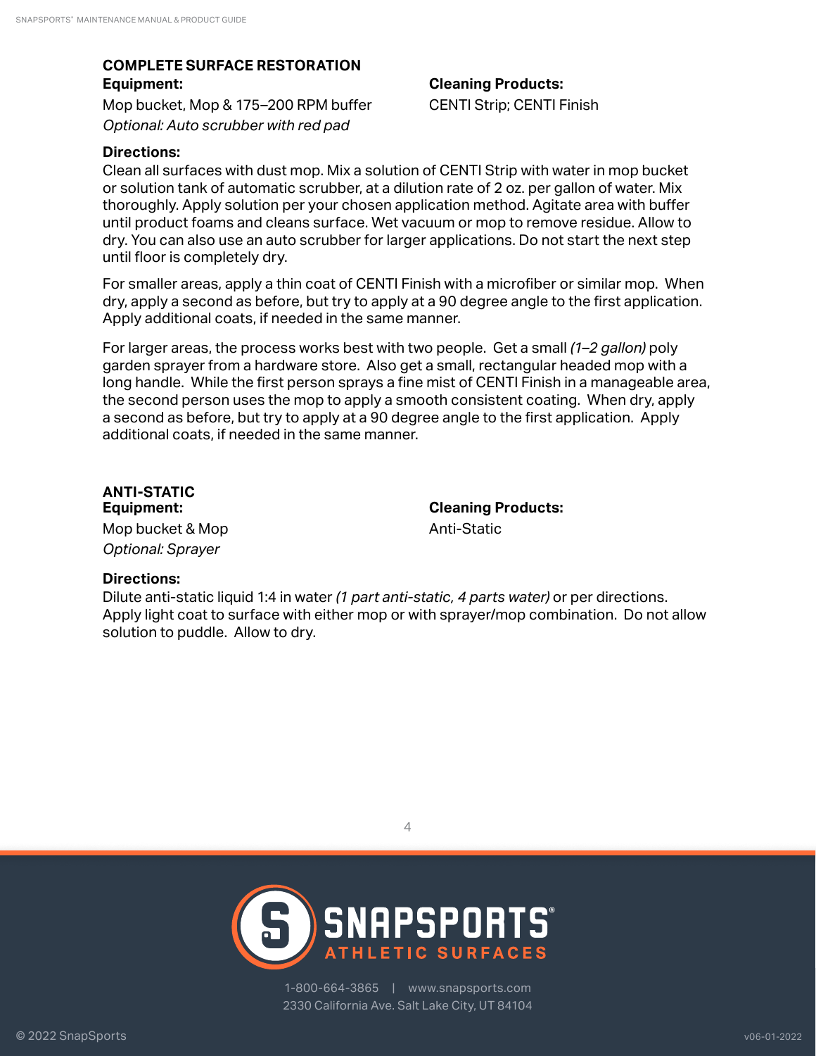## COMPLETE SURFACE RESTORATION

**Equipment:**

Mop bucket, Mop & 175–200 RPM buffer
*Optional: Auto scrubber with red pad*

**Cleaning Products:**

CENTI Strip; CENTI Finish

**Directions:**

Clean all surfaces with dust mop. Mix a solution of CENTI Strip with water in mop bucket or solution tank of automatic scrubber, at a dilution rate of 2 oz. per gallon of water. Mix thoroughly. Apply solution per your chosen application method. Agitate area with buffer until product foams and cleans surface. Wet vacuum or mop to remove residue. Allow to dry. You can also use an auto scrubber for larger applications. Do not start the next step until floor is completely dry.

For smaller areas, apply a thin coat of CENTI Finish with a microfiber or similar mop. When dry, apply a second as before, but try to apply at a 90 degree angle to the first application. Apply additional coats, if needed in the same manner.

For larger areas, the process works best with two people. Get a small *(1–2 gallon)* poly garden sprayer from a hardware store. Also get a small, rectangular headed mop with a long handle. While the first person sprays a fine mist of CENTI Finish in a manageable area, the second person uses the mop to apply a smooth consistent coating. When dry, apply a second as before, but try to apply at a 90 degree angle to the first application. Apply additional coats, if needed in the same manner.

## ANTI-STATIC

**Equipment:**

Mop bucket & Mop
*Optional: Sprayer*

**Cleaning Products:**

Anti-Static

**Directions:**

Dilute anti-static liquid 1:4 in water *(1 part anti-static, 4 parts water)* or per directions. Apply light coat to surface with either mop or with sprayer/mop combination. Do not allow solution to puddle. Allow to dry.

SNAPSPORTS®
ATHLETIC SURFACES

1-800-664-3865 | www.snapsports.com
2330 California Ave. Salt Lake City, UT 84104

© 2022 SnapSports

v06-01-2022